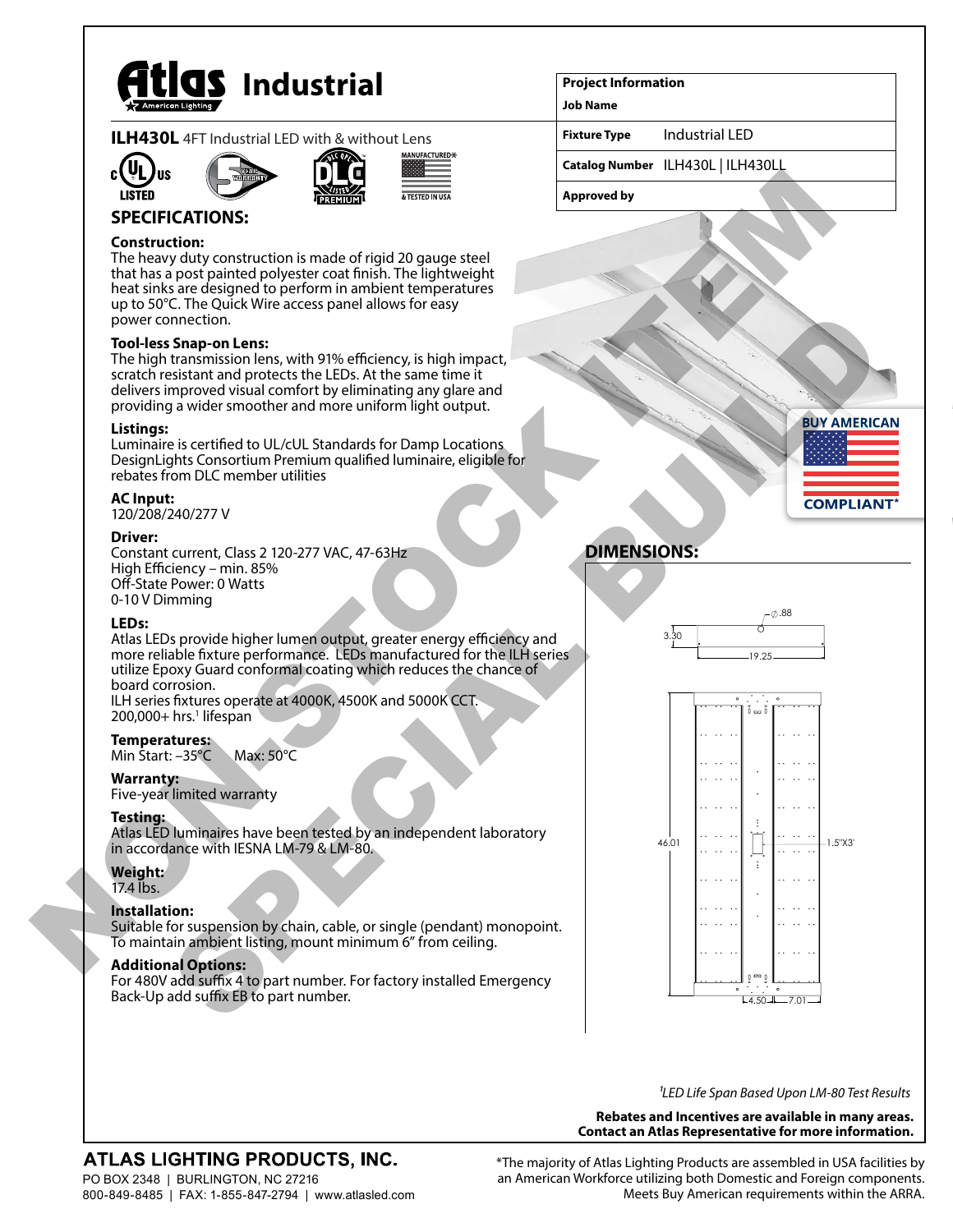# Atlas Industrial

**ILH430L** 4FT Industrial LED with & without Lens

| | |
|---|---|
| **Project Information** | |
| **Job Name** | |
| **Fixture Type** | Industrial LED |
| **Catalog Number** | ILH430L \| ILH430LL |
| **Approved by** | |

NON-STOCK ITEM SPECIAL BUILD

## SPECIFICATIONS:

**Construction:**
The heavy duty construction is made of rigid 20 gauge steel that has a post painted polyester coat finish. The lightweight heat sinks are designed to perform in ambient temperatures up to 50°C. The Quick Wire access panel allows for easy power connection.

**Tool-less Snap-on Lens:**
The high transmission lens, with 91% efficiency, is high impact, scratch resistant and protects the LEDs. At the same time it delivers improved visual comfort by eliminating any glare and providing a wider smoother and more uniform light output.

**Listings:**
Luminaire is certified to UL/cUL Standards for Damp Locations
DesignLights Consortium Premium qualified luminaire, eligible for rebates from DLC member utilities

**AC Input:**
120/208/240/277 V

**Driver:**
Constant current, Class 2 120-277 VAC, 47-63Hz
High Efficiency – min. 85%
Off-State Power: 0 Watts
0-10 V Dimming

**LEDs:**
Atlas LEDs provide higher lumen output, greater energy efficiency and more reliable fixture performance. LEDs manufactured for the ILH series utilize Epoxy Guard conformal coating which reduces the chance of board corrosion.
ILH series fixtures operate at 4000K, 4500K and 5000K CCT.
200,000+ hrs.[1] lifespan

**Temperatures:**
Min Start: –35°C Max: 50°C

**Warranty:**
Five-year limited warranty

**Testing:**
Atlas LED luminaires have been tested by an independent laboratory in accordance with IESNA LM-79 & LM-80.

**Weight:**
17.4 lbs.

**Installation:**
Suitable for suspension by chain, cable, or single (pendant) monopoint. To maintain ambient listing, mount minimum 6" from ceiling.

**Additional Options:**
For 480V add suffix 4 to part number. For factory installed Emergency Back-Up add suffix EB to part number.

BUY AMERICAN COMPLIANT*

## DIMENSIONS:

∅.88
3.30
19.25
46.01
1.5"X3'
4.50
7.01

*[1]LED Life Span Based Upon LM-80 Test Results*

**Rebates and Incentives are available in many areas. Contact an Atlas Representative for more information.**

**ATLAS LIGHTING PRODUCTS, INC.**
PO BOX 2348 | BURLINGTON, NC 27216
800-849-8485 | FAX: 1-855-847-2794 | www.atlasled.com

*The majority of Atlas Lighting Products are assembled in USA facilities by an American Workforce utilizing both Domestic and Foreign components. Meets Buy American requirements within the ARRA.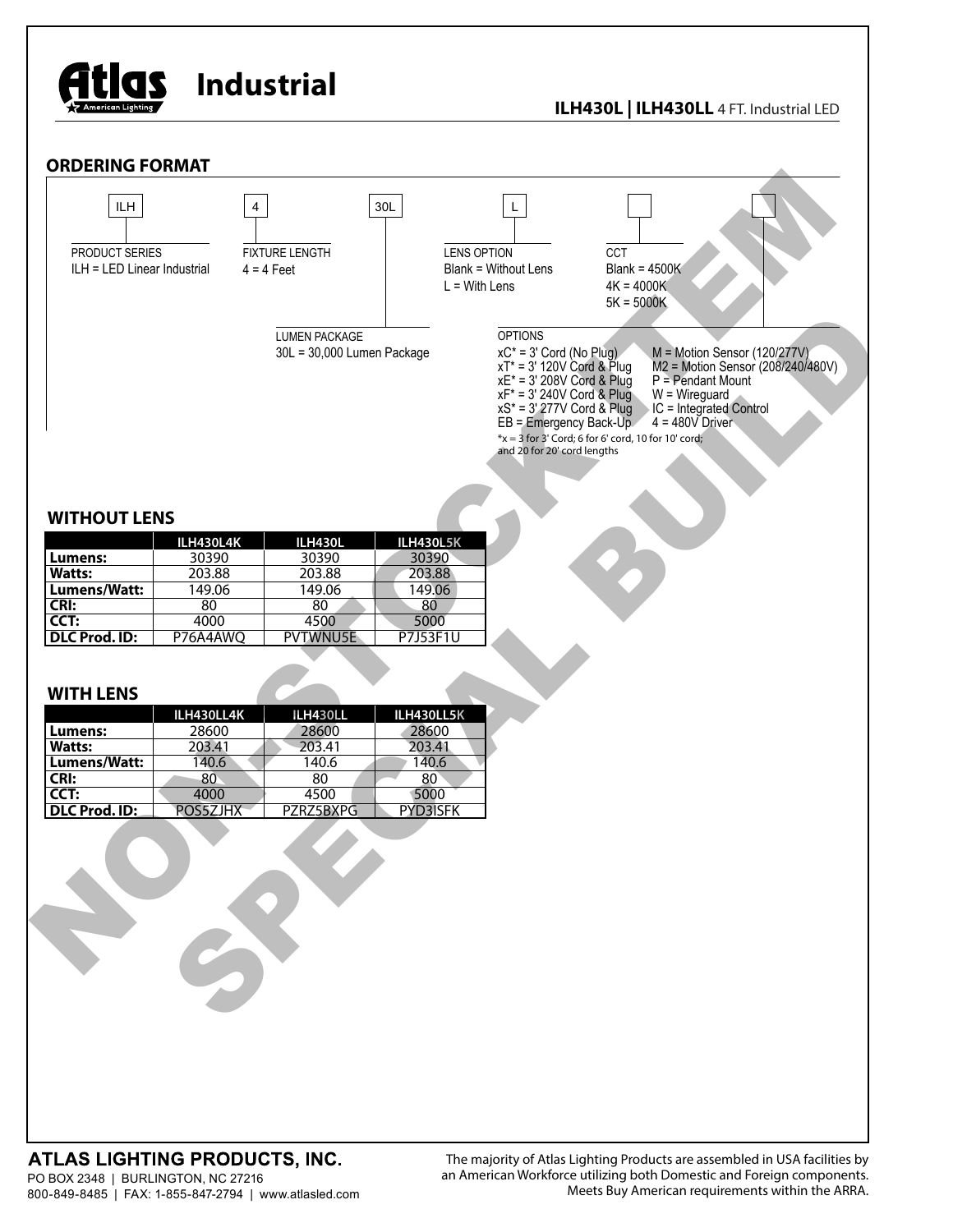# Industrial

**ILH430L | ILH430LL** 4 FT. Industrial LED

## ORDERING FORMAT

ILH | 4 | 30L | L | [ ] | [ ]

**PRODUCT SERIES**
ILH = LED Linear Industrial

**FIXTURE LENGTH**
4 = 4 Feet

**LUMEN PACKAGE**
30L = 30,000 Lumen Package

**LENS OPTION**
Blank = Without Lens
L = With Lens

**CCT**
Blank = 4500K
4K = 4000K
5K = 5000K

**OPTIONS**
- xC* = 3' Cord (No Plug)
- xT* = 3' 120V Cord & Plug
- xE* = 3' 208V Cord & Plug
- xF* = 3' 240V Cord & Plug
- xS* = 3' 277V Cord & Plug
- EB = Emergency Back-Up
- M = Motion Sensor (120/277V)
- M2 = Motion Sensor (208/240/480V)
- P = Pendant Mount
- W = Wireguard
- IC = Integrated Control
- 4 = 480V Driver

*x = 3 for 3' Cord; 6 for 6' cord, 10 for 10' cord; and 20 for 20' cord lengths

NON-STOCK ITEM SPECIAL BUILD

## WITHOUT LENS

| | ILH430L4K | ILH430L | ILH430L5K |
|---|---|---|---|
| **Lumens:** | 30390 | 30390 | 30390 |
| **Watts:** | 203.88 | 203.88 | 203.88 |
| **Lumens/Watt:** | 149.06 | 149.06 | 149.06 |
| **CRI:** | 80 | 80 | 80 |
| **CCT:** | 4000 | 4500 | 5000 |
| **DLC Prod. ID:** | P76A4AWQ | PVTWNU5E | P7J53F1U |

## WITH LENS

| | ILH430LL4K | ILH430LL | ILH430LL5K |
|---|---|---|---|
| **Lumens:** | 28600 | 28600 | 28600 |
| **Watts:** | 203.41 | 203.41 | 203.41 |
| **Lumens/Watt:** | 140.6 | 140.6 | 140.6 |
| **CRI:** | 80 | 80 | 80 |
| **CCT:** | 4000 | 4500 | 5000 |
| **DLC Prod. ID:** | POS5ZJHX | PZRZ5BXPG | PYD3ISFK |

**ATLAS LIGHTING PRODUCTS, INC.**
PO BOX 2348 | BURLINGTON, NC 27216
800-849-8485 | FAX: 1-855-847-2794 | www.atlasled.com

The majority of Atlas Lighting Products are assembled in USA facilities by an American Workforce utilizing both Domestic and Foreign components. Meets Buy American requirements within the ARRA.